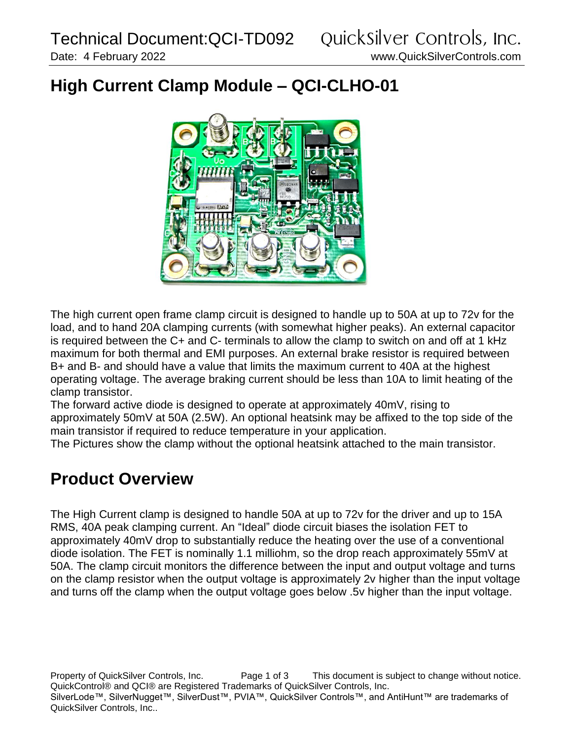# High Current Clamp Module – QCI-CLHO-01

The high current open frame clamp circuit is designed to handle up to 50A at up to 72v for the load, and to hand 20A clamping currents (with somewhat higher peaks). An external capacitor is required between the C+ and C- terminals to allow the clamp to switch on and off at 1 kHz maximum for both thermal and EMI purposes. An external brake resistor is required between B+ and B- and should have a value that limits the maximum current to 40A at the highest operating voltage. The average braking current should be less than 10A to limit heating of the clamp transistor.

The forward active diode is designed to operate at approximately 40mV, rising to approximately 50mV at 50A (2.5W). An optional heatsink may be affixed to the top side of the main transistor if required to reduce temperature in your application.

The Pictures show the clamp without the optional heatsink attached to the main transistor.

## Product Overview

The High Current clamp is designed to handle 50A at up to 72v for the driver and up to 15A RMS, 40A peak clamping current. An "Ideal" diode circuit biases the isolation FET to approximately 40mV drop to substantially reduce the heating over the use of a conventional diode isolation. The FET is nominally 1.1 milliohm, so the drop reach approximately 55mV at 50A. The clamp circuit monitors the difference between the input and output voltage and turns on the clamp resistor when the output voltage is approximately 2v higher than the input voltage and turns off the clamp when the output voltage goes below .5v higher than the input voltage.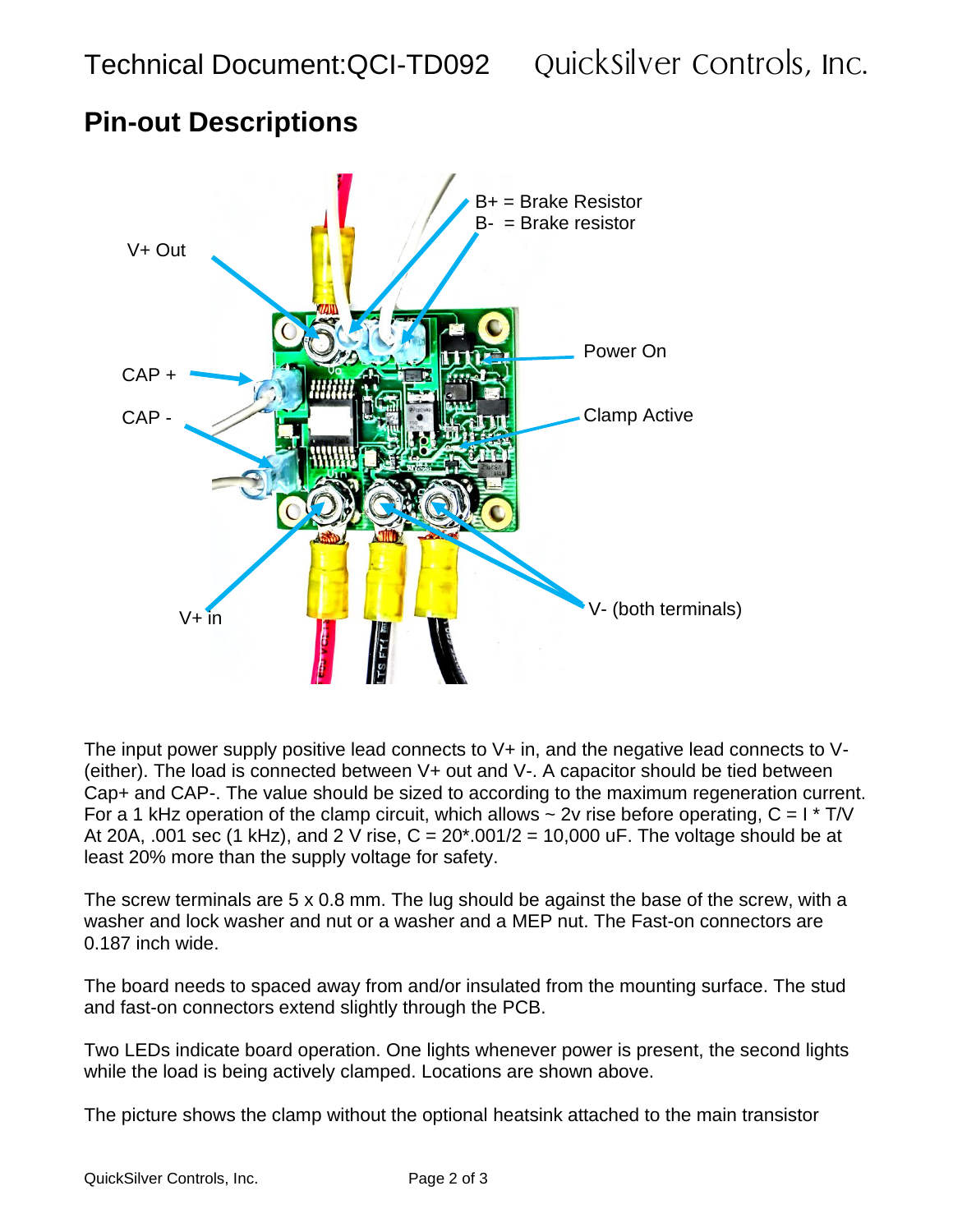## Pin-out Descriptions

V+ Out

B+ = Brake Resistor
B- = Brake resistor

CAP +

CAP -

Power On

Clamp Active

V+ in

V- (both terminals)

The input power supply positive lead connects to V+ in, and the negative lead connects to V- (either). The load is connected between V+ out and V-. A capacitor should be tied between Cap+ and CAP-. The value should be sized to according to the maximum regeneration current. For a 1 kHz operation of the clamp circuit, which allows ~ 2v rise before operating, $C = I * T/V$ At 20A, .001 sec (1 kHz), and 2 V rise, $C = 20*.001/2 = 10{,}000$ uF. The voltage should be at least 20% more than the supply voltage for safety.

The screw terminals are 5 x 0.8 mm. The lug should be against the base of the screw, with a washer and lock washer and nut or a washer and a MEP nut. The Fast-on connectors are 0.187 inch wide.

The board needs to spaced away from and/or insulated from the mounting surface. The stud and fast-on connectors extend slightly through the PCB.

Two LEDs indicate board operation. One lights whenever power is present, the second lights while the load is being actively clamped. Locations are shown above.

The picture shows the clamp without the optional heatsink attached to the main transistor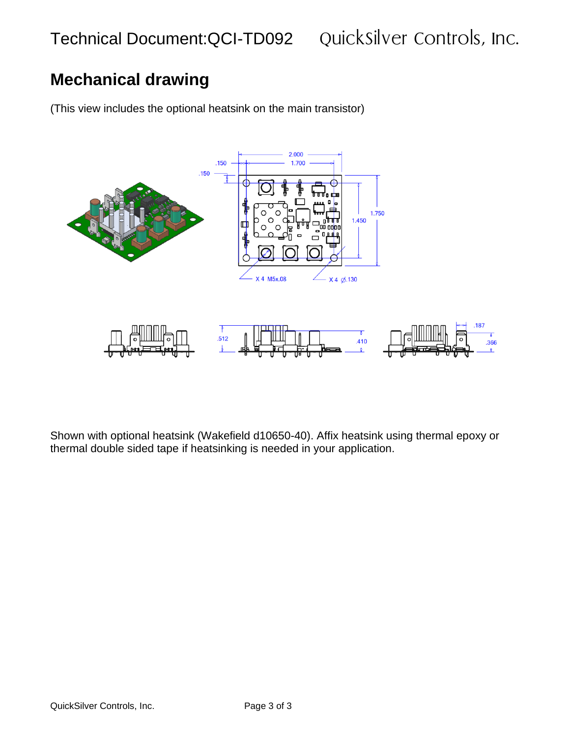## Mechanical drawing

(This view includes the optional heatsink on the main transistor)

2.000
1.700
.150
.150
1.750
1.450
X 4 M5x.08
X 4 Ø.130

.512
.410
.187
.366

Shown with optional heatsink (Wakefield d10650-40). Affix heatsink using thermal epoxy or thermal double sided tape if heatsinking is needed in your application.